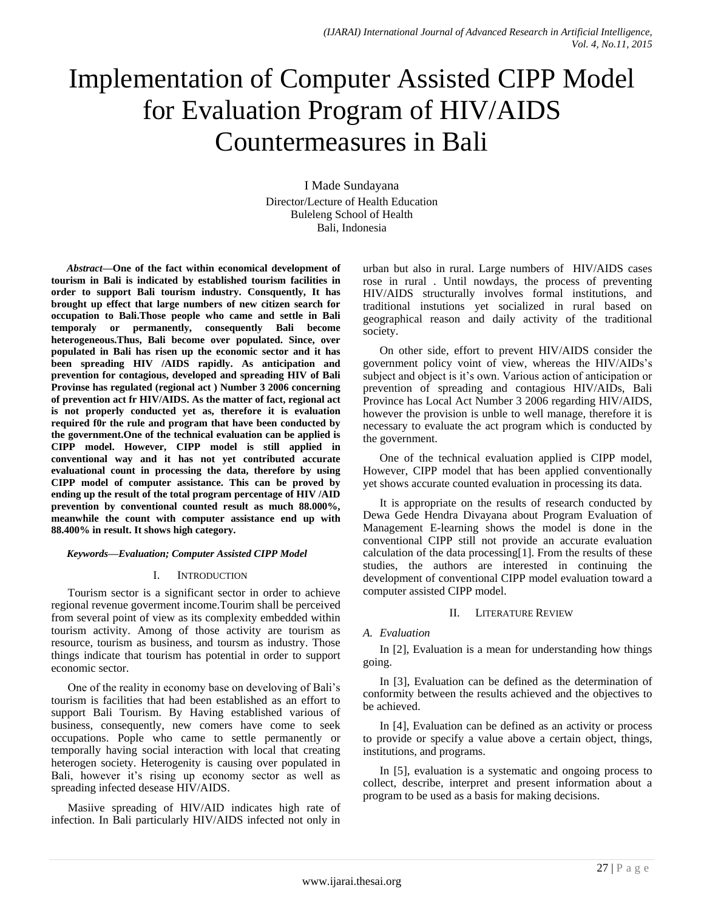# Implementation of Computer Assisted CIPP Model for Evaluation Program of HIV/AIDS Countermeasures in Bali

I Made Sundayana

Director/Lecture of Health Education
Buleleng School of Health
Bali, Indonesia

***Abstract*—One of the fact within economical development of tourism in Bali is indicated by established tourism facilities in order to support Bali tourism industry. Consquently, It has brought up effect that large numbers of new citizen search for occupation to Bali.Those people who came and settle in Bali temporaly or permanently, consequently Bali become heterogeneous.Thus, Bali become over populated. Since, over populated in Bali has risen up the economic sector and it has been spreading HIV /AIDS rapidly. As anticipation and prevention for contagious, developed and spreading HIV of Bali Provinse has regulated (regional act ) Number 3 2006 concerning of prevention act fr HIV/AIDS. As the matter of fact, regional act is not properly conducted yet as, therefore it is evaluation required f0r the rule and program that have been conducted by the government.One of the technical evaluation can be applied is CIPP model. However, CIPP model is still applied in conventional way and it has not yet contributed accurate evaluational count in processing the data, therefore by using CIPP model of computer assistance. This can be proved by ending up the result of the total program percentage of HIV /AID prevention by conventional counted result as much 88.000%, meanwhile the count with computer assistance end up with 88.400% in result. It shows high category.**

***Keywords—Evaluation; Computer Assisted CIPP Model***

## I. Introduction

Tourism sector is a significant sector in order to achieve regional revenue goverment income.Tourim shall be perceived from several point of view as its complexity embedded within tourism activity. Among of those activity are tourism as resource, tourism as business, and toursm as industry. Those things indicate that tourism has potential in order to support economic sector.

One of the reality in economy base on develoving of Bali's tourism is facilities that had been established as an effort to support Bali Tourism. By Having established various of business, consequently, new comers have come to seek occupations. Pople who came to settle permanently or temporally having social interaction with local that creating heterogen society. Heterogenity is causing over populated in Bali, however it's rising up economy sector as well as spreading infected desease HIV/AIDS.

Masiive spreading of HIV/AID indicates high rate of infection. In Bali particularly HIV/AIDS infected not only in urban but also in rural. Large numbers of HIV/AIDS cases rose in rural . Until nowdays, the process of preventing HIV/AIDS structurally involves formal institutions, and traditional instutions yet socialized in rural based on geographical reason and daily activity of the traditional society.

On other side, effort to prevent HIV/AIDS consider the government policy voint of view, whereas the HIV/AIDs's subject and object is it's own. Various action of anticipation or prevention of spreading and contagious HIV/AIDs, Bali Province has Local Act Number 3 2006 regarding HIV/AIDS, however the provision is unble to well manage, therefore it is necessary to evaluate the act program which is conducted by the government.

One of the technical evaluation applied is CIPP model, However, CIPP model that has been applied conventionally yet shows accurate counted evaluation in processing its data.

It is appropriate on the results of research conducted by Dewa Gede Hendra Divayana about Program Evaluation of Management E-learning shows the model is done in the conventional CIPP still not provide an accurate evaluation calculation of the data processing[1]. From the results of these studies, the authors are interested in continuing the development of conventional CIPP model evaluation toward a computer assisted CIPP model.

## II. Literature Review

### A. Evaluation

In [2], Evaluation is a mean for understanding how things going.

In [3], Evaluation can be defined as the determination of conformity between the results achieved and the objectives to be achieved.

In [4], Evaluation can be defined as an activity or process to provide or specify a value above a certain object, things, institutions, and programs.

In [5], evaluation is a systematic and ongoing process to collect, describe, interpret and present information about a program to be used as a basis for making decisions.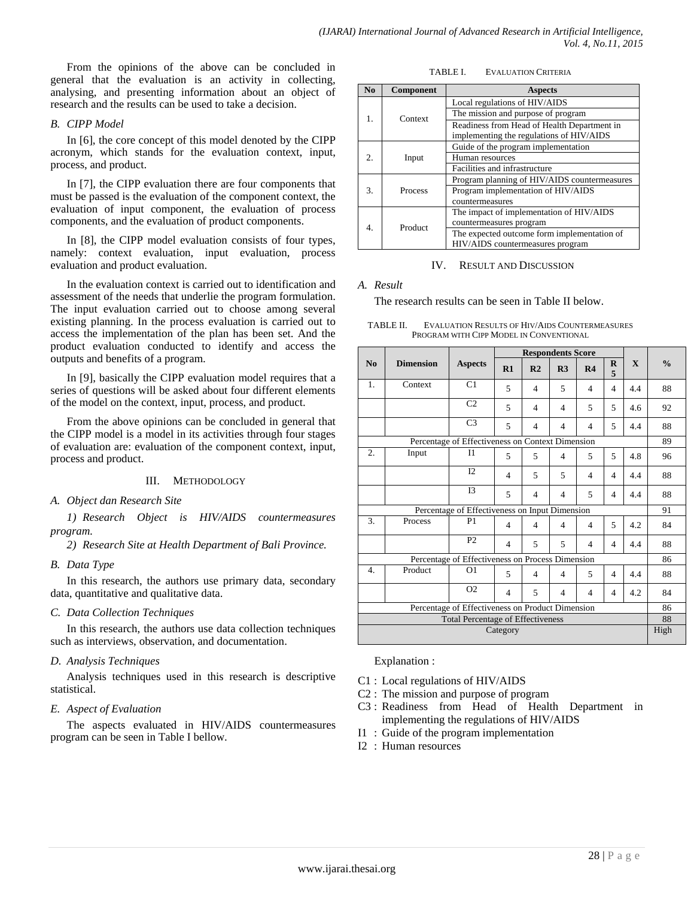From the opinions of the above can be concluded in general that the evaluation is an activity in collecting, analysing, and presenting information about an object of research and the results can be used to take a decision.

### *B. CIPP Model*

In [6], the core concept of this model denoted by the CIPP acronym, which stands for the evaluation context, input, process, and product.

In [7], the CIPP evaluation there are four components that must be passed is the evaluation of the component context, the evaluation of input component, the evaluation of process components, and the evaluation of product components.

In [8], the CIPP model evaluation consists of four types, namely: context evaluation, input evaluation, process evaluation and product evaluation.

In the evaluation context is carried out to identification and assessment of the needs that underlie the program formulation. The input evaluation carried out to choose among several existing planning. In the process evaluation is carried out to access the implementation of the plan has been set. And the product evaluation conducted to identify and access the outputs and benefits of a program.

In [9], basically the CIPP evaluation model requires that a series of questions will be asked about four different elements of the model on the context, input, process, and product.

From the above opinions can be concluded in general that the CIPP model is a model in its activities through four stages of evaluation are: evaluation of the component context, input, process and product.

## III. Methodology

### *A. Object dan Research Site*

*1) Research Object is HIV/AIDS countermeasures program.*

*2) Research Site at Health Department of Bali Province.*

### *B. Data Type*

In this research, the authors use primary data, secondary data, quantitative and qualitative data.

### *C. Data Collection Techniques*

In this research, the authors use data collection techniques such as interviews, observation, and documentation.

### *D. Analysis Techniques*

Analysis techniques used in this research is descriptive statistical.

### *E. Aspect of Evaluation*

The aspects evaluated in HIV/AIDS countermeasures program can be seen in Table I bellow.

TABLE I. Evaluation Criteria

| No | Component | Aspects |
|---|---|---|
| 1. | Context | Local regulations of HIV/AIDS |
| | | The mission and purpose of program |
| | | Readiness from Head of Health Department in implementing the regulations of HIV/AIDS |
| 2. | Input | Guide of the program implementation |
| | | Human resources |
| | | Facilities and infrastructure |
| 3. | Process | Program planning of HIV/AIDS countermeasures |
| | | Program implementation of HIV/AIDS countermeasures |
| 4. | Product | The impact of implementation of HIV/AIDS countermeasures program |
| | | The expected outcome form implementation of HIV/AIDS countermeasures program |

## IV. Result and Discussion

### *A. Result*

The research results can be seen in Table II below.

TABLE II. Evaluation Results of Hiv/Aids Countermeasures Program with Cipp Model in Conventional

| No | Dimension | Aspects | Respondents Score | | | | | X | % |
|---|---|---|---|---|---|---|---|---|---|
| | | | R1 | R2 | R3 | R4 | R5 | | |
| 1. | Context | C1 | 5 | 4 | 5 | 4 | 4 | 4.4 | 88 |
| | | C2 | 5 | 4 | 4 | 5 | 5 | 4.6 | 92 |
| | | C3 | 5 | 4 | 4 | 4 | 5 | 4.4 | 88 |
| Percentage of Effectiveness on Context Dimension | | | | | | | | | 89 |
| 2. | Input | I1 | 5 | 5 | 4 | 5 | 5 | 4.8 | 96 |
| | | I2 | 4 | 5 | 5 | 4 | 4 | 4.4 | 88 |
| | | I3 | 5 | 4 | 4 | 5 | 4 | 4.4 | 88 |
| Percentage of Effectiveness on Input Dimension | | | | | | | | | 91 |
| 3. | Process | P1 | 4 | 4 | 4 | 4 | 5 | 4.2 | 84 |
| | | P2 | 4 | 5 | 5 | 4 | 4 | 4.4 | 88 |
| Percentage of Effectiveness on Process Dimension | | | | | | | | | 86 |
| 4. | Product | O1 | 5 | 4 | 4 | 5 | 4 | 4.4 | 88 |
| | | O2 | 4 | 5 | 4 | 4 | 4 | 4.2 | 84 |
| Percentage of Effectiveness on Product Dimension | | | | | | | | | 86 |
| Total Percentage of Effectiveness | | | | | | | | | 88 |
| Category | | | | | | | | | High |

Explanation :

- C1 : Local regulations of HIV/AIDS
- C2 : The mission and purpose of program
- C3 : Readiness from Head of Health Department in implementing the regulations of HIV/AIDS
- I1 : Guide of the program implementation
- I2 : Human resources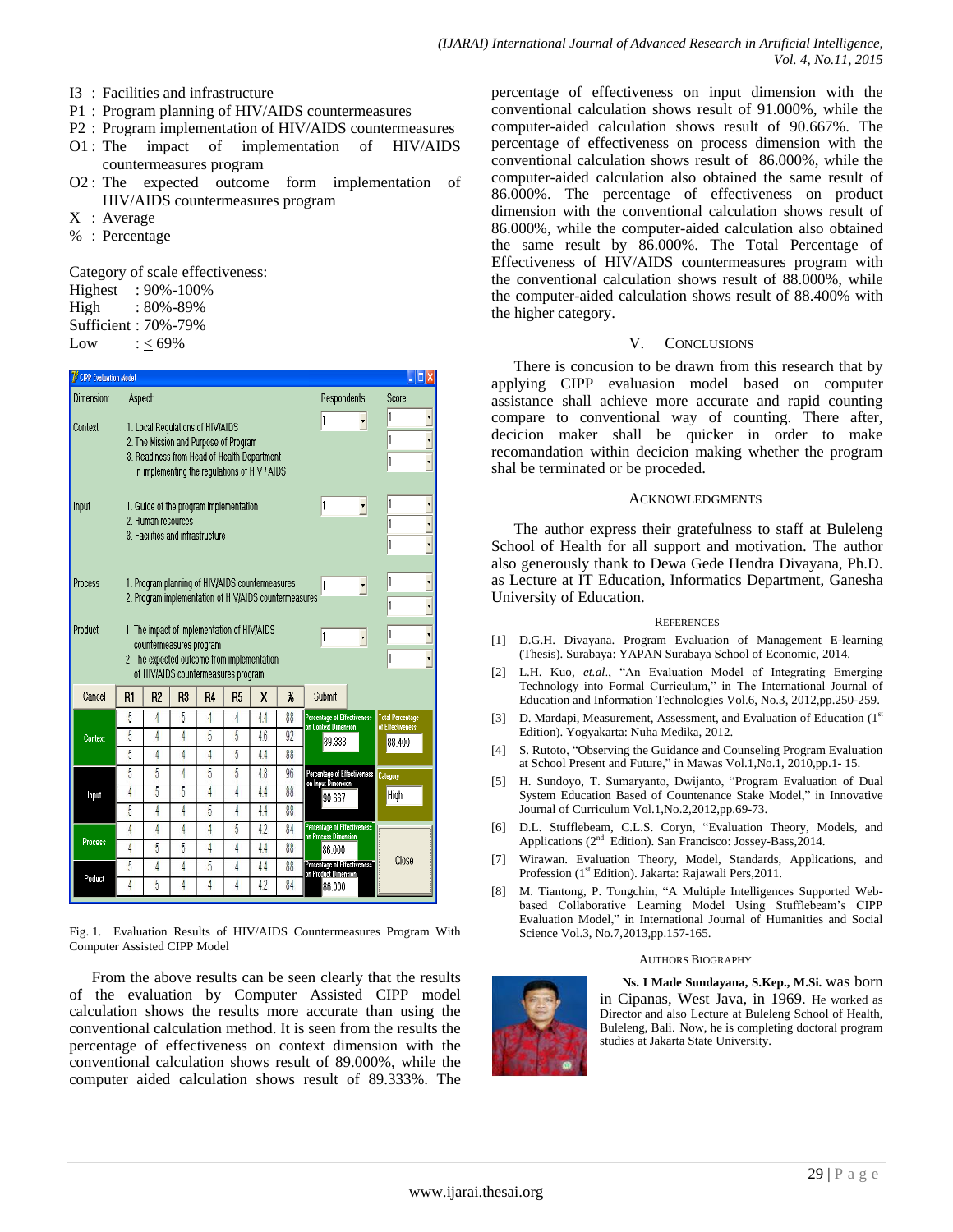I3 : Facilities and infrastructure
P1 : Program planning of HIV/AIDS countermeasures
P2 : Program implementation of HIV/AIDS countermeasures
O1 : The impact of implementation of HIV/AIDS countermeasures program
O2 : The expected outcome form implementation of HIV/AIDS countermeasures program
X : Average
% : Percentage

Category of scale effectiveness:
Highest : 90%-100%
High : 80%-89%
Sufficient : 70%-79%
Low : ≤ 69%

Fig. 1. Evaluation Results of HIV/AIDS Countermeasures Program With Computer Assisted CIPP Model

From the above results can be seen clearly that the results of the evaluation by Computer Assisted CIPP model calculation shows the results more accurate than using the conventional calculation method. It is seen from the results the percentage of effectiveness on context dimension with the conventional calculation shows result of 89.000%, while the computer aided calculation shows result of 89.333%. The percentage of effectiveness on input dimension with the conventional calculation shows result of 91.000%, while the computer-aided calculation shows result of 90.667%. The percentage of effectiveness on process dimension with the conventional calculation shows result of 86.000%, while the computer-aided calculation also obtained the same result of 86.000%. The percentage of effectiveness on product dimension with the conventional calculation shows result of 86.000%, while the computer-aided calculation also obtained the same result by 86.000%. The Total Percentage of Effectiveness of HIV/AIDS countermeasures program with the conventional calculation shows result of 88.000%, while the computer-aided calculation shows result of 88.400% with the higher category.

## V. CONCLUSIONS

There is concusion to be drawn from this research that by applying CIPP evaluation model based on computer assistance shall achieve more accurate and rapid counting compare to conventional way of counting. There after, decicion maker shall be quicker in order to make recomandation within decicion making whether the program shal be terminated or be proceded.

## ACKNOWLEDGMENTS

The author express their gratefulness to staff at Buleleng School of Health for all support and motivation. The author also generously thank to Dewa Gede Hendra Divayana, Ph.D. as Lecture at IT Education, Informatics Department, Ganesha University of Education.

## REFERENCES

[1] D.G.H. Divayana. Program Evaluation of Management E-learning (Thesis). Surabaya: YAPAN Surabaya School of Economic, 2014.

[2] L.H. Kuo, *et.al*., "An Evaluation Model of Integrating Emerging Technology into Formal Curriculum," in The International Journal of Education and Information Technologies Vol.6, No.3, 2012,pp.250-259.

[3] D. Mardapi, Measurement, Assessment, and Evaluation of Education (1st Edition). Yogyakarta: Nuha Medika, 2012.

[4] S. Rutoto, "Observing the Guidance and Counseling Program Evaluation at School Present and Future," in Mawas Vol.1,No.1, 2010,pp.1- 15.

[5] H. Sundoyo, T. Sumaryanto, Dwijanto, "Program Evaluation of Dual System Education Based of Countenance Stake Model," in Innovative Journal of Curriculum Vol.1,No.2,2012,pp.69-73.

[6] D.L. Stufflebeam, C.L.S. Coryn, "Evaluation Theory, Models, and Applications (2nd Edition). San Francisco: Jossey-Bass,2014.

[7] Wirawan. Evaluation Theory, Model, Standards, Applications, and Profession (1st Edition). Jakarta: Rajawali Pers,2011.

[8] M. Tiantong, P. Tongchin, "A Multiple Intelligences Supported Web-based Collaborative Learning Model Using Stufflebeam's CIPP Evaluation Model," in International Journal of Humanities and Social Science Vol.3, No.7,2013,pp.157-165.

## AUTHORS BIOGRAPHY

**Ns. I Made Sundayana, S.Kep., M.Si.** was born in Cipanas, West Java, in 1969. He worked as Director and also Lecture at Buleleng School of Health, Buleleng, Bali. Now, he is completing doctoral program studies at Jakarta State University.